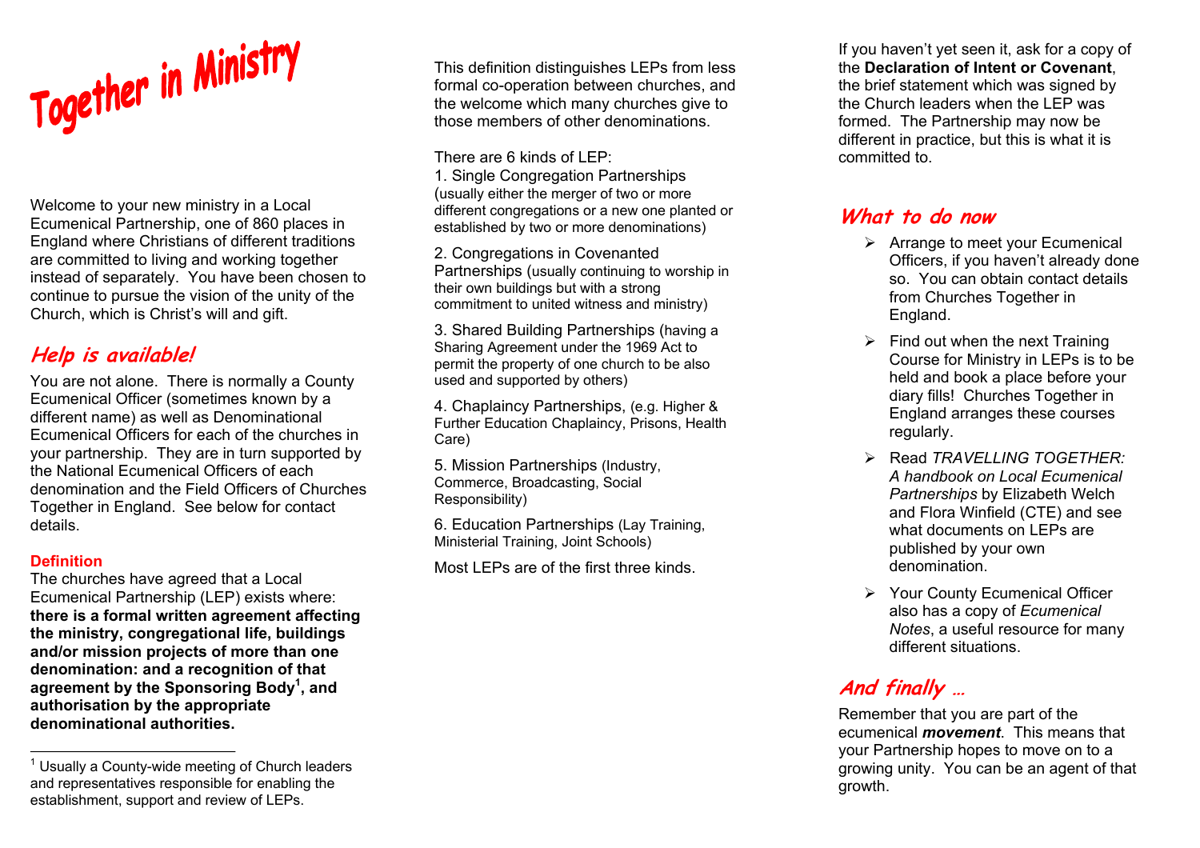# Together in Ministry

Welcome to your new ministry in a Local Ecumenical Partnership, one of 860 places in England where Christians of different traditions are committed to living and working together instead of separately. You have been chosen to continue to pursue the vision of the unity of the Church, which is Christ's will and gift.

## Help is available!

You are not alone. There is normally a County Ecumenical Officer (sometimes known by a different name) as well as Denominational Ecumenical Officers for each of the churches in your partnership. They are in turn supported by the National Ecumenical Officers of each denomination and the Field Officers of Churches Together in England. See below for contact details.

### Definition

The churches have agreed that a Local Ecumenical Partnership (LEP) exists where: **there is a formal written agreement affecting the ministry, congregational life, buildings and/or mission projects of more than one denomination: and a recognition of that agreement by the Sponsoring Body[1], and authorisation by the appropriate denominational authorities.**

[1] Usually a County-wide meeting of Church leaders and representatives responsible for enabling the establishment, support and review of LEPs.

This definition distinguishes LEPs from less formal co-operation between churches, and the welcome which many churches give to those members of other denominations.

There are 6 kinds of LEP:

1. Single Congregation Partnerships (usually either the merger of two or more different congregations or a new one planted or established by two or more denominations)
2. Congregations in Covenanted Partnerships (usually continuing to worship in their own buildings but with a strong commitment to united witness and ministry)
3. Shared Building Partnerships (having a Sharing Agreement under the 1969 Act to permit the property of one church to be also used and supported by others)
4. Chaplaincy Partnerships, (e.g. Higher & Further Education Chaplaincy, Prisons, Health Care)
5. Mission Partnerships (Industry, Commerce, Broadcasting, Social Responsibility)
6. Education Partnerships (Lay Training, Ministerial Training, Joint Schools)

Most LEPs are of the first three kinds.

If you haven't yet seen it, ask for a copy of the **Declaration of Intent or Covenant**, the brief statement which was signed by the Church leaders when the LEP was formed. The Partnership may now be different in practice, but this is what it is committed to.

## What to do now

- Arrange to meet your Ecumenical Officers, if you haven't already done so. You can obtain contact details from Churches Together in England.
- Find out when the next Training Course for Ministry in LEPs is to be held and book a place before your diary fills! Churches Together in England arranges these courses regularly.
- Read *TRAVELLING TOGETHER: A handbook on Local Ecumenical Partnerships* by Elizabeth Welch and Flora Winfield (CTE) and see what documents on LEPs are published by your own denomination.
- Your County Ecumenical Officer also has a copy of *Ecumenical Notes*, a useful resource for many different situations.

## And finally …

Remember that you are part of the ecumenical ***movement***. This means that your Partnership hopes to move on to a growing unity. You can be an agent of that growth.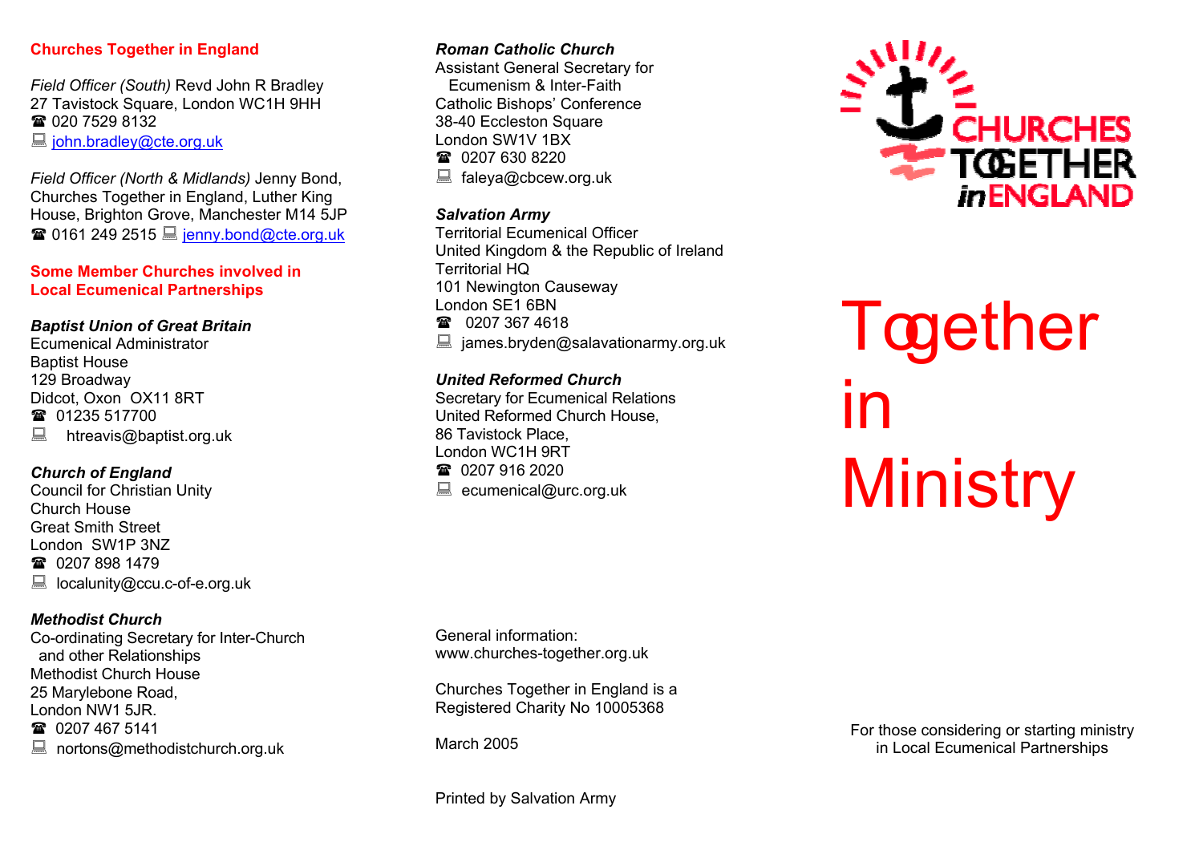## Churches Together in England

*Field Officer (South)* Revd John R Bradley
27 Tavistock Square, London WC1H 9HH
☎ 020 7529 8132
john.bradley@cte.org.uk

*Field Officer (North & Midlands)* Jenny Bond, Churches Together in England, Luther King House, Brighton Grove, Manchester M14 5JP
☎ 0161 249 2515 jenny.bond@cte.org.uk

## Some Member Churches involved in Local Ecumenical Partnerships

***Baptist Union of Great Britain***
Ecumenical Administrator
Baptist House
129 Broadway
Didcot, Oxon OX11 8RT
☎ 01235 517700
htreavis@baptist.org.uk

***Church of England***
Council for Christian Unity
Church House
Great Smith Street
London SW1P 3NZ
☎ 0207 898 1479
localunity@ccu.c-of-e.org.uk

***Methodist Church***
Co-ordinating Secretary for Inter-Church and other Relationships
Methodist Church House
25 Marylebone Road,
London NW1 5JR.
☎ 0207 467 5141
nortons@methodistchurch.org.uk

***Roman Catholic Church***
Assistant General Secretary for Ecumenism & Inter-Faith
Catholic Bishops' Conference
38-40 Eccleston Square
London SW1V 1BX
☎ 0207 630 8220
faleya@cbcew.org.uk

***Salvation Army***
Territorial Ecumenical Officer
United Kingdom & the Republic of Ireland
Territorial HQ
101 Newington Causeway
London SE1 6BN
☎ 0207 367 4618
james.bryden@salavationarmy.org.uk

***United Reformed Church***
Secretary for Ecumenical Relations
United Reformed Church House,
86 Tavistock Place,
London WC1H 9RT
☎ 0207 916 2020
ecumenical@urc.org.uk

General information:
www.churches-together.org.uk

Churches Together in England is a Registered Charity No 10005368

March 2005

Printed by Salvation Army

CHURCHES TOGETHER *in* ENGLAND

# Together in Ministry

For those considering or starting ministry in Local Ecumenical Partnerships